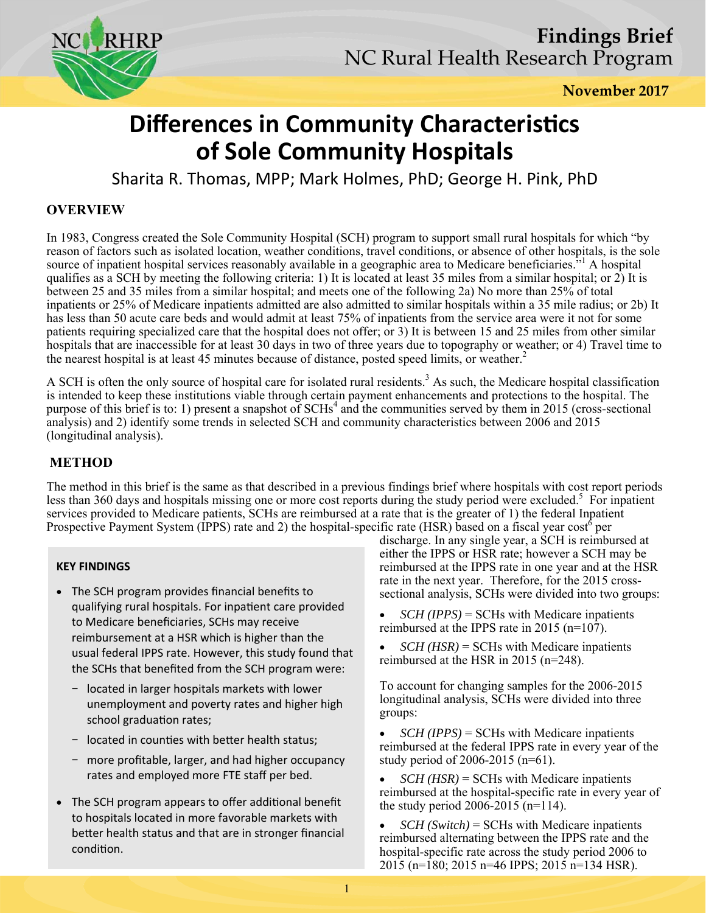**Findings Brief**
NC Rural Health Research Program

**November 2017**

# Differences in Community Characteristics of Sole Community Hospitals

Sharita R. Thomas, MPP; Mark Holmes, PhD; George H. Pink, PhD

## OVERVIEW

In 1983, Congress created the Sole Community Hospital (SCH) program to support small rural hospitals for which "by reason of factors such as isolated location, weather conditions, travel conditions, or absence of other hospitals, is the sole source of inpatient hospital services reasonably available in a geographic area to Medicare beneficiaries."[1] A hospital qualifies as a SCH by meeting the following criteria: 1) It is located at least 35 miles from a similar hospital; or 2) It is between 25 and 35 miles from a similar hospital; and meets one of the following 2a) No more than 25% of total inpatients or 25% of Medicare inpatients admitted are also admitted to similar hospitals within a 35 mile radius; or 2b) It has less than 50 acute care beds and would admit at least 75% of inpatients from the service area were it not for some patients requiring specialized care that the hospital does not offer; or 3) It is between 15 and 25 miles from other similar hospitals that are inaccessible for at least 30 days in two of three years due to topography or weather; or 4) Travel time to the nearest hospital is at least 45 minutes because of distance, posted speed limits, or weather.[2]

A SCH is often the only source of hospital care for isolated rural residents.[3] As such, the Medicare hospital classification is intended to keep these institutions viable through certain payment enhancements and protections to the hospital. The purpose of this brief is to: 1) present a snapshot of SCHs[4] and the communities served by them in 2015 (cross-sectional analysis) and 2) identify some trends in selected SCH and community characteristics between 2006 and 2015 (longitudinal analysis).

## METHOD

The method in this brief is the same as that described in a previous findings brief where hospitals with cost report periods less than 360 days and hospitals missing one or more cost reports during the study period were excluded.[5] For inpatient services provided to Medicare patients, SCHs are reimbursed at a rate that is the greater of 1) the federal Inpatient Prospective Payment System (IPPS) rate and 2) the hospital-specific rate (HSR) based on a fiscal year cost[6] per discharge. In any single year, a SCH is reimbursed at either the IPPS or HSR rate; however a SCH may be reimbursed at the IPPS rate in one year and at the HSR rate in the next year. Therefore, for the 2015 cross-sectional analysis, SCHs were divided into two groups:

- *SCH (IPPS)* = SCHs with Medicare inpatients reimbursed at the IPPS rate in 2015 (n=107).
- *SCH (HSR)* = SCHs with Medicare inpatients reimbursed at the HSR in 2015 (n=248).

To account for changing samples for the 2006-2015 longitudinal analysis, SCHs were divided into three groups:

- *SCH (IPPS)* = SCHs with Medicare inpatients reimbursed at the federal IPPS rate in every year of the study period of 2006-2015 (n=61).
- *SCH (HSR)* = SCHs with Medicare inpatients reimbursed at the hospital-specific rate in every year of the study period 2006-2015 (n=114).
- *SCH (Switch)* = SCHs with Medicare inpatients reimbursed alternating between the IPPS rate and the hospital-specific rate across the study period 2006 to 2015 (n=180; 2015 n=46 IPPS; 2015 n=134 HSR).

### KEY FINDINGS

- The SCH program provides financial benefits to qualifying rural hospitals. For inpatient care provided to Medicare beneficiaries, SCHs may receive reimbursement at a HSR which is higher than the usual federal IPPS rate. However, this study found that the SCHs that benefited from the SCH program were:
  - located in larger hospitals markets with lower unemployment and poverty rates and higher high school graduation rates;
  - located in counties with better health status;
  - more profitable, larger, and had higher occupancy rates and employed more FTE staff per bed.
- The SCH program appears to offer additional benefit to hospitals located in more favorable markets with better health status and that are in stronger financial condition.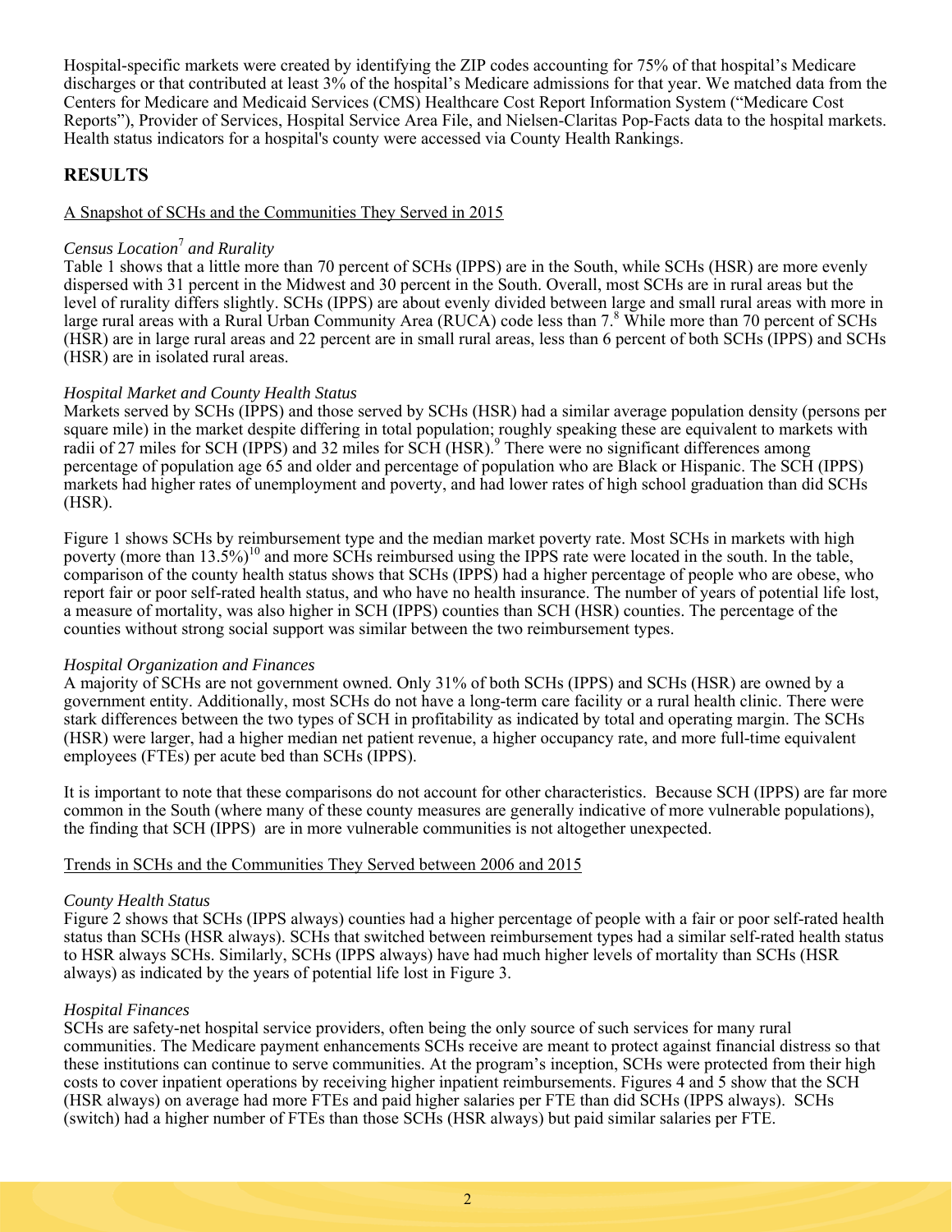Hospital-specific markets were created by identifying the ZIP codes accounting for 75% of that hospital's Medicare discharges or that contributed at least 3% of the hospital's Medicare admissions for that year. We matched data from the Centers for Medicare and Medicaid Services (CMS) Healthcare Cost Report Information System ("Medicare Cost Reports"), Provider of Services, Hospital Service Area File, and Nielsen-Claritas Pop-Facts data to the hospital markets. Health status indicators for a hospital's county were accessed via County Health Rankings.

## RESULTS

A Snapshot of SCHs and the Communities They Served in 2015

*Census Location*[7] *and Rurality*

Table 1 shows that a little more than 70 percent of SCHs (IPPS) are in the South, while SCHs (HSR) are more evenly dispersed with 31 percent in the Midwest and 30 percent in the South. Overall, most SCHs are in rural areas but the level of rurality differs slightly. SCHs (IPPS) are about evenly divided between large and small rural areas with more in large rural areas with a Rural Urban Community Area (RUCA) code less than 7.[8] While more than 70 percent of SCHs (HSR) are in large rural areas and 22 percent are in small rural areas, less than 6 percent of both SCHs (IPPS) and SCHs (HSR) are in isolated rural areas.

*Hospital Market and County Health Status*

Markets served by SCHs (IPPS) and those served by SCHs (HSR) had a similar average population density (persons per square mile) in the market despite differing in total population; roughly speaking these are equivalent to markets with radii of 27 miles for SCH (IPPS) and 32 miles for SCH (HSR).[9] There were no significant differences among percentage of population age 65 and older and percentage of population who are Black or Hispanic. The SCH (IPPS) markets had higher rates of unemployment and poverty, and had lower rates of high school graduation than did SCHs (HSR).

Figure 1 shows SCHs by reimbursement type and the median market poverty rate. Most SCHs in markets with high poverty (more than 13.5%)[10] and more SCHs reimbursed using the IPPS rate were located in the south. In the table, comparison of the county health status shows that SCHs (IPPS) had a higher percentage of people who are obese, who report fair or poor self-rated health status, and who have no health insurance. The number of years of potential life lost, a measure of mortality, was also higher in SCH (IPPS) counties than SCH (HSR) counties. The percentage of the counties without strong social support was similar between the two reimbursement types.

*Hospital Organization and Finances*

A majority of SCHs are not government owned. Only 31% of both SCHs (IPPS) and SCHs (HSR) are owned by a government entity. Additionally, most SCHs do not have a long-term care facility or a rural health clinic. There were stark differences between the two types of SCH in profitability as indicated by total and operating margin. The SCHs (HSR) were larger, had a higher median net patient revenue, a higher occupancy rate, and more full-time equivalent employees (FTEs) per acute bed than SCHs (IPPS).

It is important to note that these comparisons do not account for other characteristics. Because SCH (IPPS) are far more common in the South (where many of these county measures are generally indicative of more vulnerable populations), the finding that SCH (IPPS) are in more vulnerable communities is not altogether unexpected.

Trends in SCHs and the Communities They Served between 2006 and 2015

*County Health Status*

Figure 2 shows that SCHs (IPPS always) counties had a higher percentage of people with a fair or poor self-rated health status than SCHs (HSR always). SCHs that switched between reimbursement types had a similar self-rated health status to HSR always SCHs. Similarly, SCHs (IPPS always) have had much higher levels of mortality than SCHs (HSR always) as indicated by the years of potential life lost in Figure 3.

*Hospital Finances*

SCHs are safety-net hospital service providers, often being the only source of such services for many rural communities. The Medicare payment enhancements SCHs receive are meant to protect against financial distress so that these institutions can continue to serve communities. At the program's inception, SCHs were protected from their high costs to cover inpatient operations by receiving higher inpatient reimbursements. Figures 4 and 5 show that the SCH (HSR always) on average had more FTEs and paid higher salaries per FTE than did SCHs (IPPS always). SCHs (switch) had a higher number of FTEs than those SCHs (HSR always) but paid similar salaries per FTE.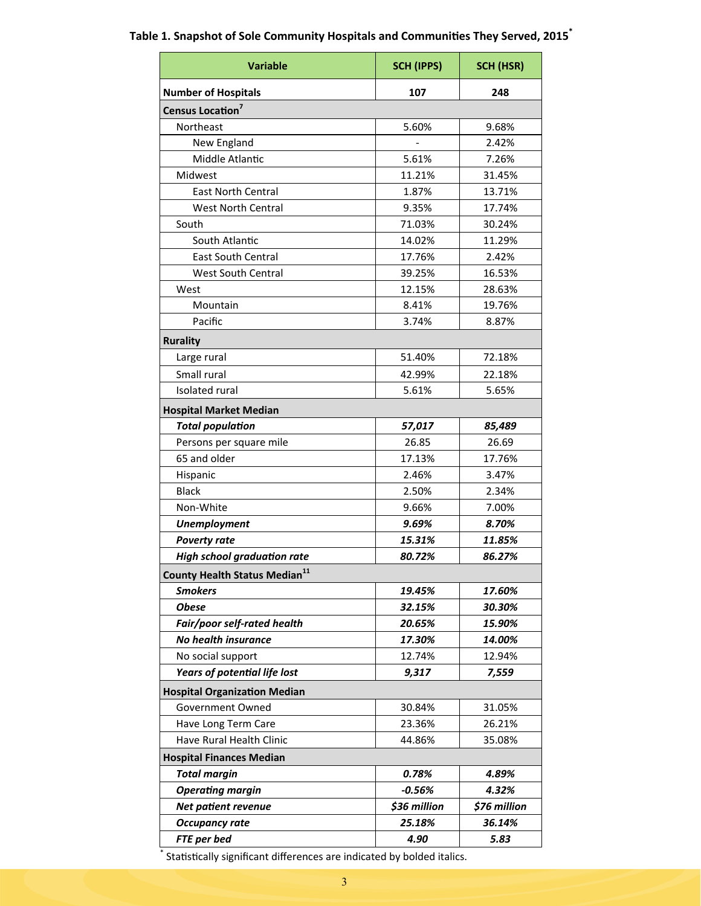**Table 1. Snapshot of Sole Community Hospitals and Communities They Served, 2015***

| Variable | SCH (IPPS) | SCH (HSR) |
|---|---|---|
| **Number of Hospitals** | **107** | **248** |
| **Census Location**[7] | | |
| Northeast | 5.60% | 9.68% |
| New England | - | 2.42% |
| Middle Atlantic | 5.61% | 7.26% |
| Midwest | 11.21% | 31.45% |
| East North Central | 1.87% | 13.71% |
| West North Central | 9.35% | 17.74% |
| South | 71.03% | 30.24% |
| South Atlantic | 14.02% | 11.29% |
| East South Central | 17.76% | 2.42% |
| West South Central | 39.25% | 16.53% |
| West | 12.15% | 28.63% |
| Mountain | 8.41% | 19.76% |
| Pacific | 3.74% | 8.87% |
| **Rurality** | | |
| Large rural | 51.40% | 72.18% |
| Small rural | 42.99% | 22.18% |
| Isolated rural | 5.61% | 5.65% |
| **Hospital Market Median** | | |
| ***Total population*** | ***57,017*** | ***85,489*** |
| Persons per square mile | 26.85 | 26.69 |
| 65 and older | 17.13% | 17.76% |
| Hispanic | 2.46% | 3.47% |
| Black | 2.50% | 2.34% |
| Non-White | 9.66% | 7.00% |
| ***Unemployment*** | ***9.69%*** | ***8.70%*** |
| ***Poverty rate*** | ***15.31%*** | ***11.85%*** |
| ***High school graduation rate*** | ***80.72%*** | ***86.27%*** |
| **County Health Status Median**[11] | | |
| ***Smokers*** | ***19.45%*** | ***17.60%*** |
| ***Obese*** | ***32.15%*** | ***30.30%*** |
| ***Fair/poor self-rated health*** | ***20.65%*** | ***15.90%*** |
| ***No health insurance*** | ***17.30%*** | ***14.00%*** |
| No social support | 12.74% | 12.94% |
| ***Years of potential life lost*** | ***9,317*** | ***7,559*** |
| **Hospital Organization Median** | | |
| Government Owned | 30.84% | 31.05% |
| Have Long Term Care | 23.36% | 26.21% |
| Have Rural Health Clinic | 44.86% | 35.08% |
| **Hospital Finances Median** | | |
| ***Total margin*** | ***0.78%*** | ***4.89%*** |
| ***Operating margin*** | ***-0.56%*** | ***4.32%*** |
| ***Net patient revenue*** | ***$36 million*** | ***$76 million*** |
| ***Occupancy rate*** | ***25.18%*** | ***36.14%*** |
| ***FTE per bed*** | ***4.90*** | ***5.83*** |

* Statistically significant differences are indicated by bolded italics.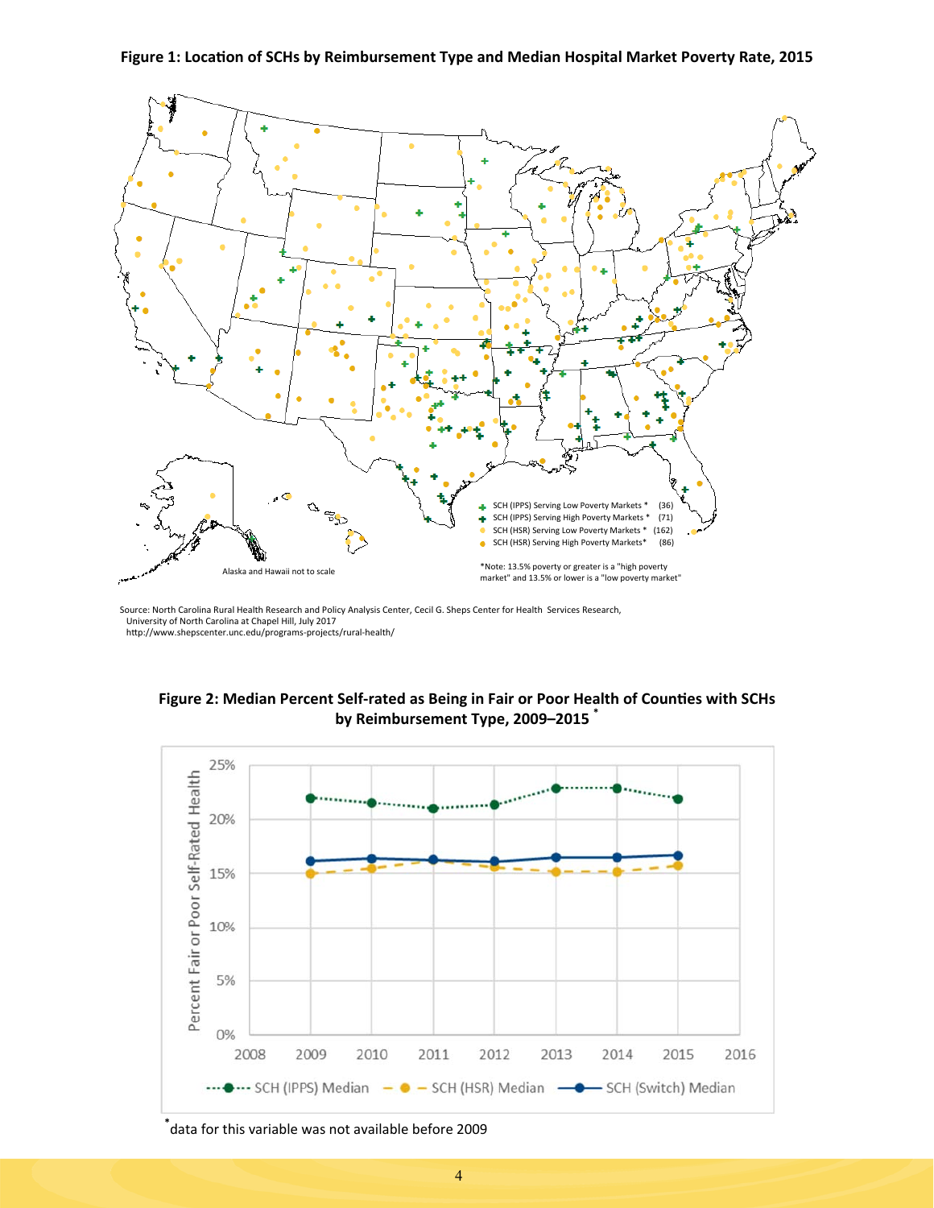**Figure 1: Location of SCHs by Reimbursement Type and Median Hospital Market Poverty Rate, 2015**

SCH (IPPS) Serving Low Poverty Markets * (36)
SCH (IPPS) Serving High Poverty Markets * (71)
SCH (HSR) Serving Low Poverty Markets * (162)
SCH (HSR) Serving High Poverty Markets* (86)

*Note: 13.5% poverty or greater is a "high poverty market" and 13.5% or lower is a "low poverty market"

Alaska and Hawaii not to scale

Source: North Carolina Rural Health Research and Policy Analysis Center, Cecil G. Sheps Center for Health Services Research, University of North Carolina at Chapel Hill, July 2017
http://www.shepscenter.unc.edu/programs-projects/rural-health/

**Figure 2: Median Percent Self-rated as Being in Fair or Poor Health of Counties with SCHs by Reimbursement Type, 2009–2015** *

Legend: SCH (IPPS) Median, SCH (HSR) Median, SCH (Switch) Median

Y-axis: Percent Fair or Poor Self-Rated Health

*data for this variable was not available before 2009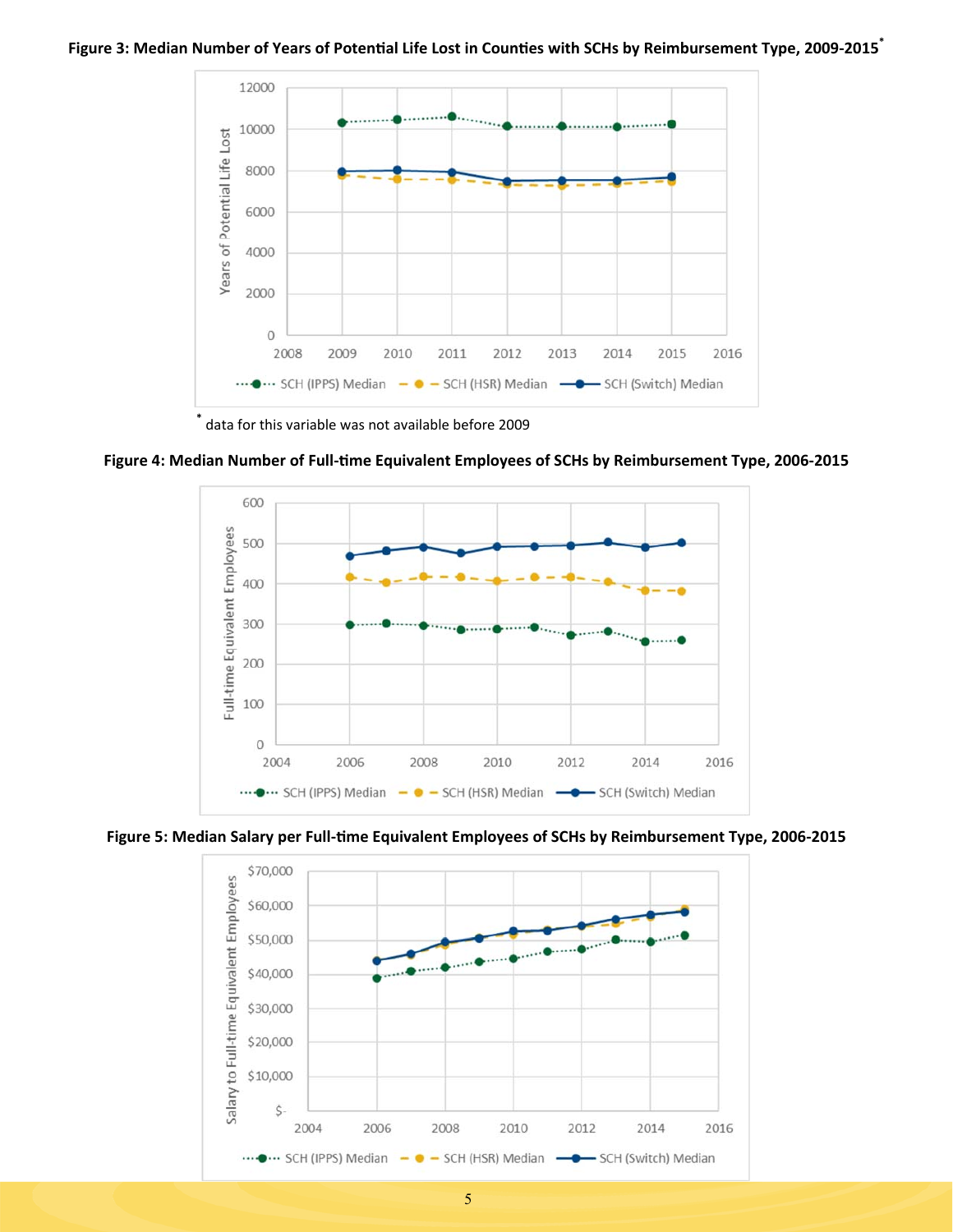**Figure 3: Median Number of Years of Potential Life Lost in Counties with SCHs by Reimbursement Type, 2009-2015***

* data for this variable was not available before 2009

**Figure 4: Median Number of Full-time Equivalent Employees of SCHs by Reimbursement Type, 2006-2015**

**Figure 5: Median Salary per Full-time Equivalent Employees of SCHs by Reimbursement Type, 2006-2015**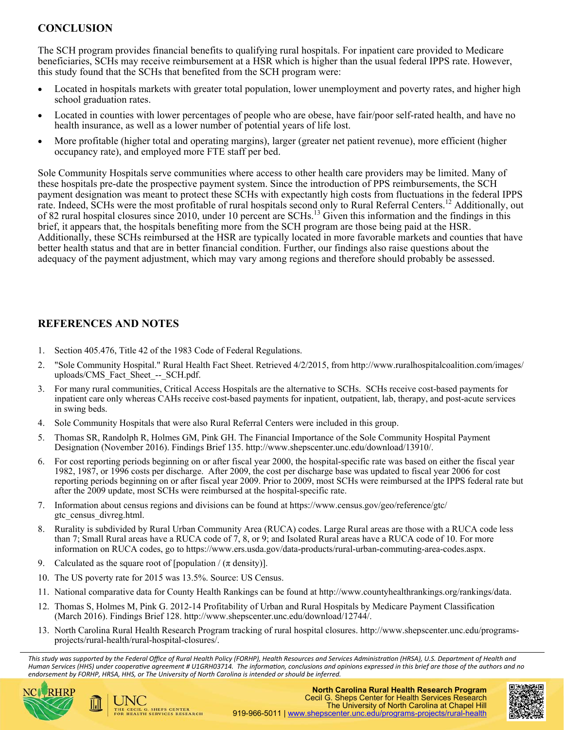## CONCLUSION

The SCH program provides financial benefits to qualifying rural hospitals. For inpatient care provided to Medicare beneficiaries, SCHs may receive reimbursement at a HSR which is higher than the usual federal IPPS rate. However, this study found that the SCHs that benefited from the SCH program were:

- Located in hospitals markets with greater total population, lower unemployment and poverty rates, and higher high school graduation rates.
- Located in counties with lower percentages of people who are obese, have fair/poor self-rated health, and have no health insurance, as well as a lower number of potential years of life lost.
- More profitable (higher total and operating margins), larger (greater net patient revenue), more efficient (higher occupancy rate), and employed more FTE staff per bed.

Sole Community Hospitals serve communities where access to other health care providers may be limited. Many of these hospitals pre-date the prospective payment system. Since the introduction of PPS reimbursements, the SCH payment designation was meant to protect these SCHs with expectantly high costs from fluctuations in the federal IPPS rate. Indeed, SCHs were the most profitable of rural hospitals second only to Rural Referral Centers.[12] Additionally, out of 82 rural hospital closures since 2010, under 10 percent are SCHs.[13] Given this information and the findings in this brief, it appears that, the hospitals benefiting more from the SCH program are those being paid at the HSR. Additionally, these SCHs reimbursed at the HSR are typically located in more favorable markets and counties that have better health status and that are in better financial condition. Further, our findings also raise questions about the adequacy of the payment adjustment, which may vary among regions and therefore should probably be assessed.

## REFERENCES AND NOTES

1. Section 405.476, Title 42 of the 1983 Code of Federal Regulations.
2. "Sole Community Hospital." Rural Health Fact Sheet. Retrieved 4/2/2015, from http://www.ruralhospitalcoalition.com/images/uploads/CMS_Fact_Sheet_--_SCH.pdf.
3. For many rural communities, Critical Access Hospitals are the alternative to SCHs. SCHs receive cost-based payments for inpatient care only whereas CAHs receive cost-based payments for inpatient, outpatient, lab, therapy, and post-acute services in swing beds.
4. Sole Community Hospitals that were also Rural Referral Centers were included in this group.
5. Thomas SR, Randolph R, Holmes GM, Pink GH. The Financial Importance of the Sole Community Hospital Payment Designation (November 2016). Findings Brief 135. http://www.shepscenter.unc.edu/download/13910/.
6. For cost reporting periods beginning on or after fiscal year 2000, the hospital-specific rate was based on either the fiscal year 1982, 1987, or 1996 costs per discharge. After 2009, the cost per discharge base was updated to fiscal year 2006 for cost reporting periods beginning on or after fiscal year 2009. Prior to 2009, most SCHs were reimbursed at the IPPS federal rate but after the 2009 update, most SCHs were reimbursed at the hospital-specific rate.
7. Information about census regions and divisions can be found at https://www.census.gov/geo/reference/gtc/gtc_census_divreg.html.
8. Rurality is subdivided by Rural Urban Community Area (RUCA) codes. Large Rural areas are those with a RUCA code less than 7; Small Rural areas have a RUCA code of 7, 8, or 9; and Isolated Rural areas have a RUCA code of 10. For more information on RUCA codes, go to https://www.ers.usda.gov/data-products/rural-urban-commuting-area-codes.aspx.
9. Calculated as the square root of [population / ($\pi$ density)].
10. The US poverty rate for 2015 was 13.5%. Source: US Census.
11. National comparative data for County Health Rankings can be found at http://www.countyhealthrankings.org/rankings/data.
12. Thomas S, Holmes M, Pink G. 2012-14 Profitability of Urban and Rural Hospitals by Medicare Payment Classification (March 2016). Findings Brief 128. http://www.shepscenter.unc.edu/download/12744/.
13. North Carolina Rural Health Research Program tracking of rural hospital closures. http://www.shepscenter.unc.edu/programs-projects/rural-health/rural-hospital-closures/.

*This study was supported by the Federal Office of Rural Health Policy (FORHP), Health Resources and Services Administration (HRSA), U.S. Department of Health and Human Services (HHS) under cooperative agreement # U1GRH03714. The information, conclusions and opinions expressed in this brief are those of the authors and no endorsement by FORHP, HRSA, HHS, or The University of North Carolina is intended or should be inferred.*

**North Carolina Rural Health Research Program**
Cecil G. Sheps Center for Health Services Research
The University of North Carolina at Chapel Hill
919-966-5011 | www.shepscenter.unc.edu/programs-projects/rural-health